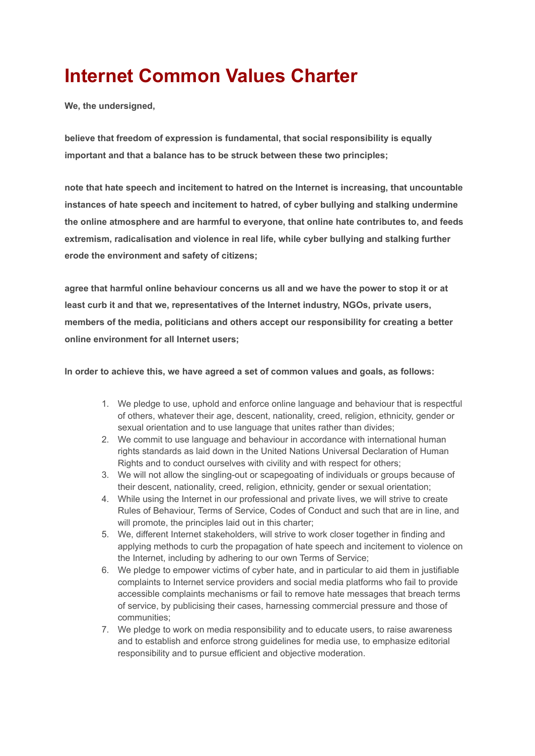# Internet Common Values Charter

**We, the undersigned,**

**believe that freedom of expression is fundamental, that social responsibility is equally important and that a balance has to be struck between these two principles;**

**note that hate speech and incitement to hatred on the Internet is increasing, that uncountable instances of hate speech and incitement to hatred, of cyber bullying and stalking undermine the online atmosphere and are harmful to everyone, that online hate contributes to, and feeds extremism, radicalisation and violence in real life, while cyber bullying and stalking further erode the environment and safety of citizens;**

**agree that harmful online behaviour concerns us all and we have the power to stop it or at least curb it and that we, representatives of the Internet industry, NGOs, private users, members of the media, politicians and others accept our responsibility for creating a better online environment for all Internet users;**

**In order to achieve this, we have agreed a set of common values and goals, as follows:**

1. We pledge to use, uphold and enforce online language and behaviour that is respectful of others, whatever their age, descent, nationality, creed, religion, ethnicity, gender or sexual orientation and to use language that unites rather than divides;
2. We commit to use language and behaviour in accordance with international human rights standards as laid down in the United Nations Universal Declaration of Human Rights and to conduct ourselves with civility and with respect for others;
3. We will not allow the singling-out or scapegoating of individuals or groups because of their descent, nationality, creed, religion, ethnicity, gender or sexual orientation;
4. While using the Internet in our professional and private lives, we will strive to create Rules of Behaviour, Terms of Service, Codes of Conduct and such that are in line, and will promote, the principles laid out in this charter;
5. We, different Internet stakeholders, will strive to work closer together in finding and applying methods to curb the propagation of hate speech and incitement to violence on the Internet, including by adhering to our own Terms of Service;
6. We pledge to empower victims of cyber hate, and in particular to aid them in justifiable complaints to Internet service providers and social media platforms who fail to provide accessible complaints mechanisms or fail to remove hate messages that breach terms of service, by publicising their cases, harnessing commercial pressure and those of communities;
7. We pledge to work on media responsibility and to educate users, to raise awareness and to establish and enforce strong guidelines for media use, to emphasize editorial responsibility and to pursue efficient and objective moderation.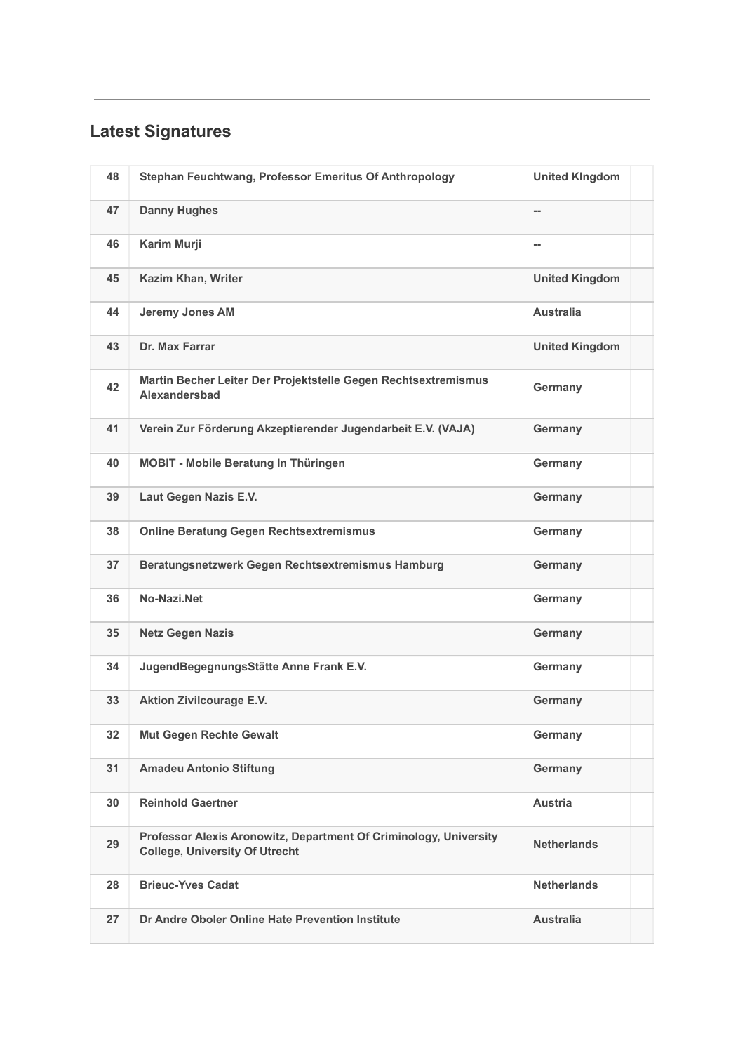## Latest Signatures

| | | | |
|---|---|---|---|
| 48 | **Stephan Feuchtwang, Professor Emeritus Of Anthropology** | **United KIngdom** | |
| 47 | **Danny Hughes** | **--** | |
| 46 | **Karim Murji** | **--** | |
| 45 | **Kazim Khan, Writer** | **United Kingdom** | |
| 44 | **Jeremy Jones AM** | **Australia** | |
| 43 | **Dr. Max Farrar** | **United Kingdom** | |
| 42 | **Martin Becher Leiter Der Projektstelle Gegen Rechtsextremismus Alexandersbad** | **Germany** | |
| 41 | **Verein Zur Förderung Akzeptierender Jugendarbeit E.V. (VAJA)** | **Germany** | |
| 40 | **MOBIT - Mobile Beratung In Thüringen** | **Germany** | |
| 39 | **Laut Gegen Nazis E.V.** | **Germany** | |
| 38 | **Online Beratung Gegen Rechtsextremismus** | **Germany** | |
| 37 | **Beratungsnetzwerk Gegen Rechtsextremismus Hamburg** | **Germany** | |
| 36 | **No-Nazi.Net** | **Germany** | |
| 35 | **Netz Gegen Nazis** | **Germany** | |
| 34 | **JugendBegegnungsStätte Anne Frank E.V.** | **Germany** | |
| 33 | **Aktion Zivilcourage E.V.** | **Germany** | |
| 32 | **Mut Gegen Rechte Gewalt** | **Germany** | |
| 31 | **Amadeu Antonio Stiftung** | **Germany** | |
| 30 | **Reinhold Gaertner** | **Austria** | |
| 29 | **Professor Alexis Aronowitz, Department Of Criminology, University College, University Of Utrecht** | **Netherlands** | |
| 28 | **Brieuc-Yves Cadat** | **Netherlands** | |
| 27 | **Dr Andre Oboler Online Hate Prevention Institute** | **Australia** | |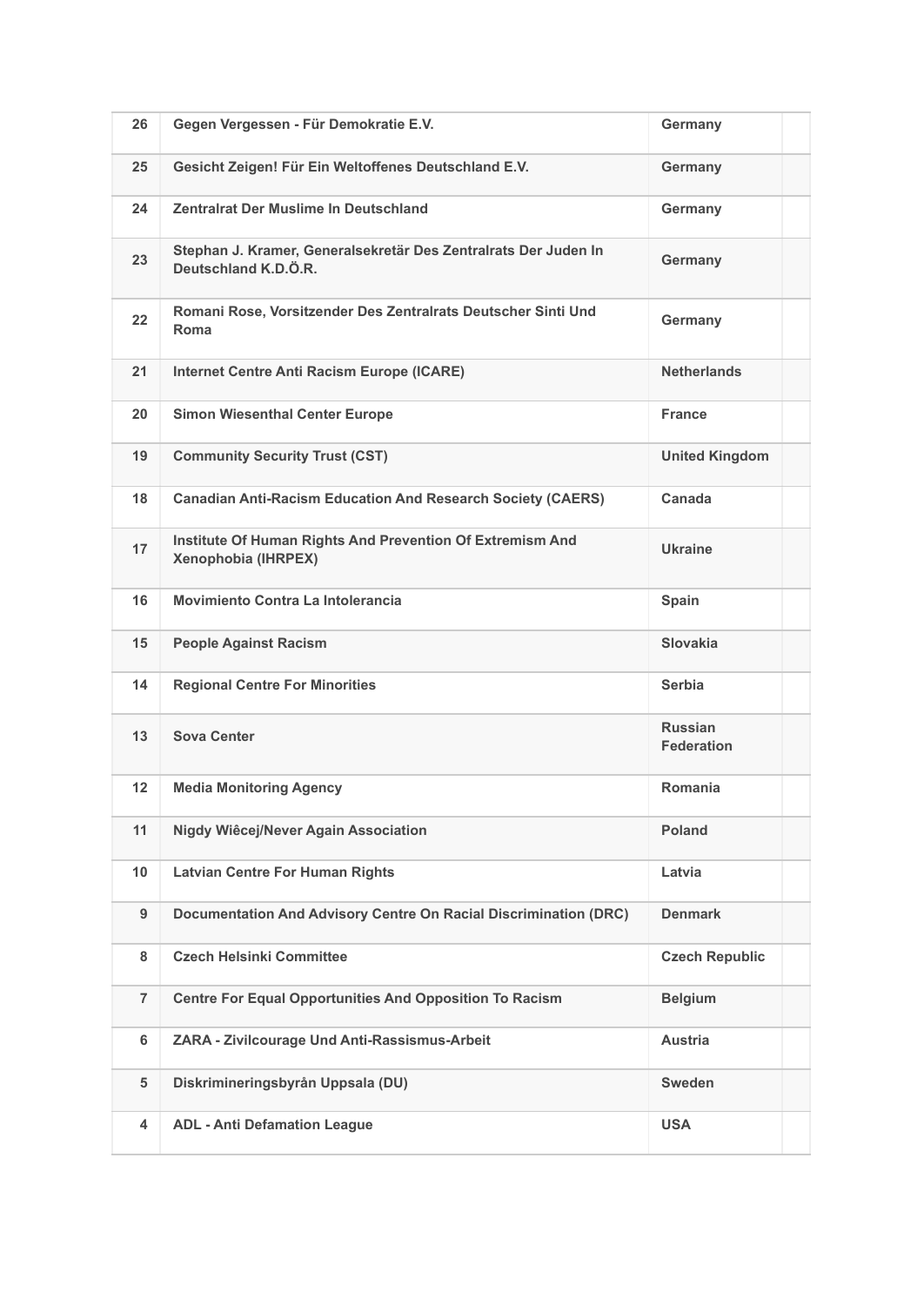| 26 | Gegen Vergessen - Für Demokratie E.V. | Germany | |
|---|---|---|---|
| 25 | Gesicht Zeigen! Für Ein Weltoffenes Deutschland E.V. | Germany | |
| 24 | Zentralrat Der Muslime In Deutschland | Germany | |
| 23 | Stephan J. Kramer, Generalsekretär Des Zentralrats Der Juden In Deutschland K.D.Ö.R. | Germany | |
| 22 | Romani Rose, Vorsitzender Des Zentralrats Deutscher Sinti Und Roma | Germany | |
| 21 | Internet Centre Anti Racism Europe (ICARE) | Netherlands | |
| 20 | Simon Wiesenthal Center Europe | France | |
| 19 | Community Security Trust (CST) | United Kingdom | |
| 18 | Canadian Anti-Racism Education And Research Society (CAERS) | Canada | |
| 17 | Institute Of Human Rights And Prevention Of Extremism And Xenophobia (IHRPEX) | Ukraine | |
| 16 | Movimiento Contra La Intolerancia | Spain | |
| 15 | People Against Racism | Slovakia | |
| 14 | Regional Centre For Minorities | Serbia | |
| 13 | Sova Center | Russian Federation | |
| 12 | Media Monitoring Agency | Romania | |
| 11 | Nigdy Wiêcej/Never Again Association | Poland | |
| 10 | Latvian Centre For Human Rights | Latvia | |
| 9 | Documentation And Advisory Centre On Racial Discrimination (DRC) | Denmark | |
| 8 | Czech Helsinki Committee | Czech Republic | |
| 7 | Centre For Equal Opportunities And Opposition To Racism | Belgium | |
| 6 | ZARA - Zivilcourage Und Anti-Rassismus-Arbeit | Austria | |
| 5 | Diskrimineringsbyrån Uppsala (DU) | Sweden | |
| 4 | ADL - Anti Defamation League | USA | |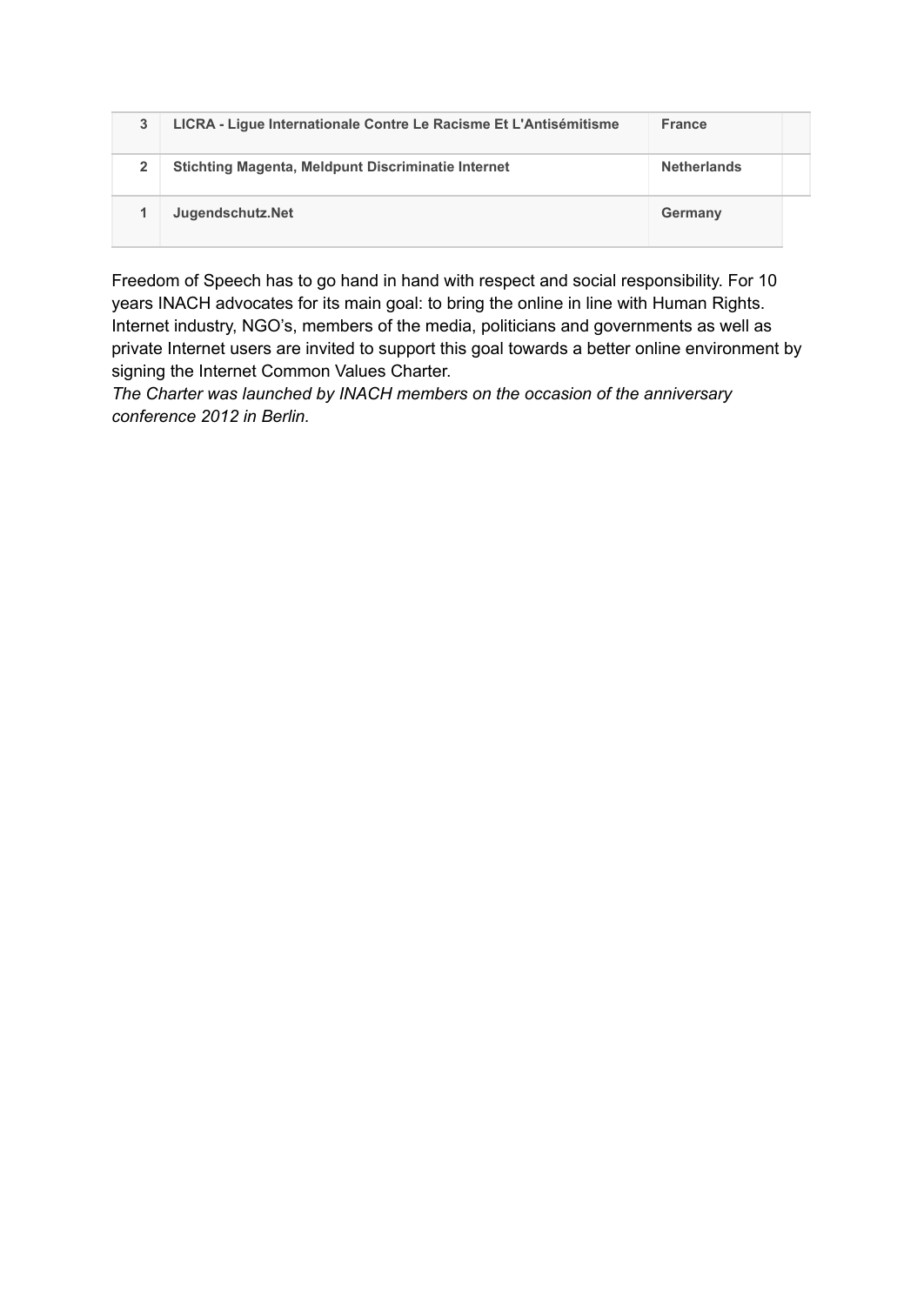| | | |
|---|---|---|
| 3 | **LICRA - Ligue Internationale Contre Le Racisme Et L'Antisémitisme** | **France** |
| 2 | **Stichting Magenta, Meldpunt Discriminatie Internet** | **Netherlands** |
| 1 | **Jugendschutz.Net** | **Germany** |

Freedom of Speech has to go hand in hand with respect and social responsibility. For 10 years INACH advocates for its main goal: to bring the online in line with Human Rights. Internet industry, NGO's, members of the media, politicians and governments as well as private Internet users are invited to support this goal towards a better online environment by signing the Internet Common Values Charter.

*The Charter was launched by INACH members on the occasion of the anniversary conference 2012 in Berlin.*